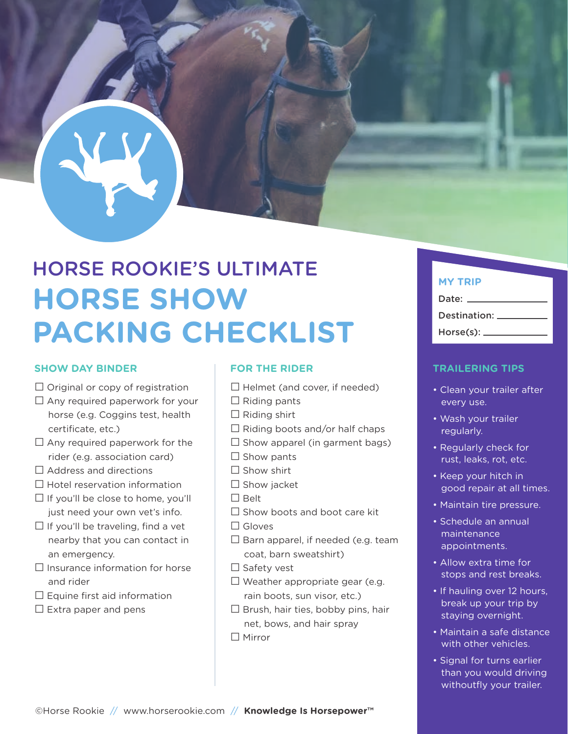# HORSE ROOKIE'S ULTIMATE HORSE SHOW PACKING CHECKLIST

## SHOW DAY BINDER

- ☐ Original or copy of registration
- ☐ Any required paperwork for your horse (e.g. Coggins test, health certificate, etc.)
- ☐ Any required paperwork for the rider (e.g. association card)
- ☐ Address and directions
- ☐ Hotel reservation information
- ☐ If you'll be close to home, you'll just need your own vet's info.
- ☐ If you'll be traveling, find a vet nearby that you can contact in an emergency.
- ☐ Insurance information for horse and rider
- ☐ Equine first aid information
- ☐ Extra paper and pens

## FOR THE RIDER

- ☐ Helmet (and cover, if needed)
- ☐ Riding pants
- ☐ Riding shirt
- ☐ Riding boots and/or half chaps
- ☐ Show apparel (in garment bags)
- ☐ Show pants
- ☐ Show shirt
- ☐ Show jacket
- ☐ Belt
- ☐ Show boots and boot care kit
- ☐ Gloves
- ☐ Barn apparel, if needed (e.g. team coat, barn sweatshirt)
- ☐ Safety vest
- ☐ Weather appropriate gear (e.g. rain boots, sun visor, etc.)
- ☐ Brush, hair ties, bobby pins, hair net, bows, and hair spray
- ☐ Mirror

## MY TRIP

Date: ______________

Destination: ______________

Horse(s): ______________

## TRAILERING TIPS

- Clean your trailer after every use.
- Wash your trailer regularly.
- Regularly check for rust, leaks, rot, etc.
- Keep your hitch in good repair at all times.
- Maintain tire pressure.
- Schedule an annual maintenance appointments.
- Allow extra time for stops and rest breaks.
- If hauling over 12 hours, break up your trip by staying overnight.
- Maintain a safe distance with other vehicles.
- Signal for turns earlier than you would driving withoutfly your trailer.

©Horse Rookie // www.horserookie.com // **Knowledge Is Horsepower™**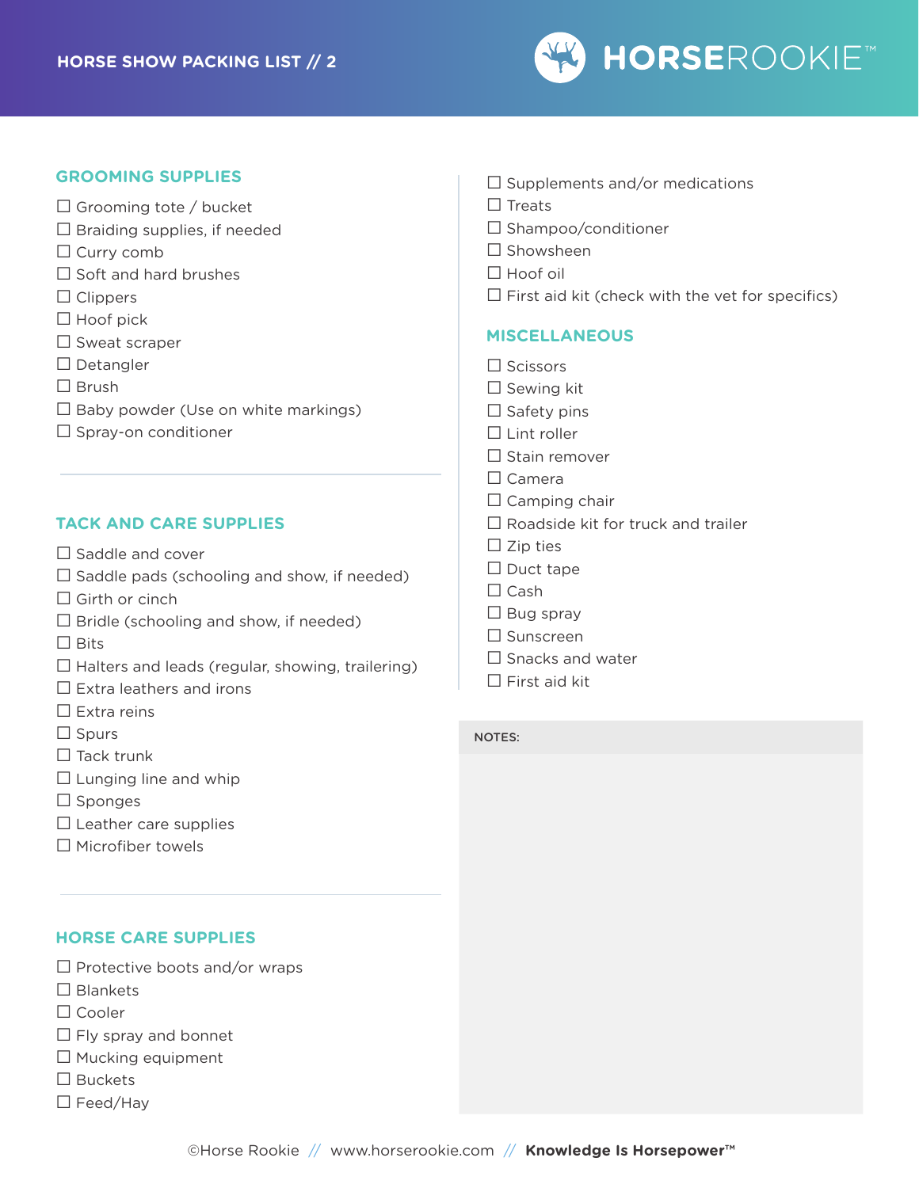## GROOMING SUPPLIES

- ☐ Grooming tote / bucket
- ☐ Braiding supplies, if needed
- ☐ Curry comb
- ☐ Soft and hard brushes
- ☐ Clippers
- ☐ Hoof pick
- ☐ Sweat scraper
- ☐ Detangler
- ☐ Brush
- ☐ Baby powder (Use on white markings)
- ☐ Spray-on conditioner

## TACK AND CARE SUPPLIES

- ☐ Saddle and cover
- ☐ Saddle pads (schooling and show, if needed)
- ☐ Girth or cinch
- ☐ Bridle (schooling and show, if needed)
- ☐ Bits
- ☐ Halters and leads (regular, showing, trailering)
- ☐ Extra leathers and irons
- ☐ Extra reins
- ☐ Spurs
- ☐ Tack trunk
- ☐ Lunging line and whip
- ☐ Sponges
- ☐ Leather care supplies
- ☐ Microfiber towels

## HORSE CARE SUPPLIES

- ☐ Protective boots and/or wraps
- ☐ Blankets
- ☐ Cooler
- ☐ Fly spray and bonnet
- ☐ Mucking equipment
- ☐ Buckets
- ☐ Feed/Hay
- ☐ Supplements and/or medications
- ☐ Treats
- ☐ Shampoo/conditioner
- ☐ Showsheen
- ☐ Hoof oil
- ☐ First aid kit (check with the vet for specifics)

## MISCELLANEOUS

- ☐ Scissors
- ☐ Sewing kit
- ☐ Safety pins
- ☐ Lint roller
- ☐ Stain remover
- ☐ Camera
- ☐ Camping chair
- ☐ Roadside kit for truck and trailer
- ☐ Zip ties
- ☐ Duct tape
- ☐ Cash
- ☐ Bug spray
- ☐ Sunscreen
- ☐ Snacks and water
- ☐ First aid kit

NOTES: